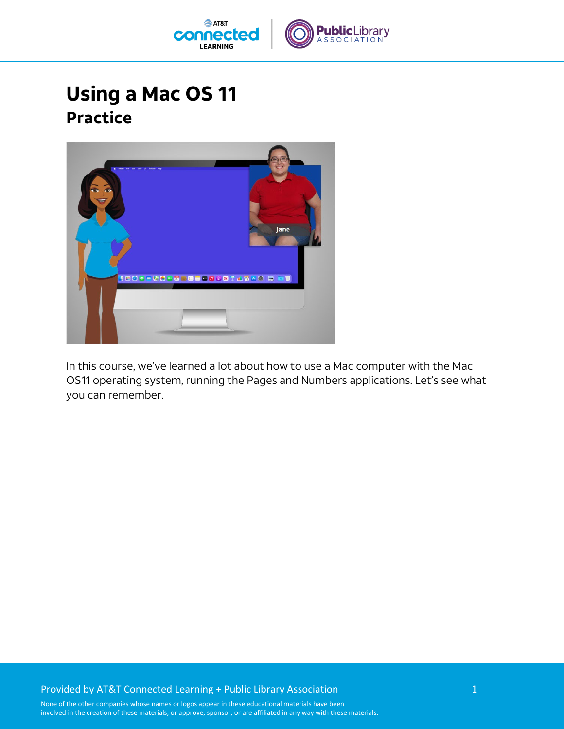# Using a Mac OS 11

## Practice

In this course, we've learned a lot about how to use a Mac computer with the Mac OS11 operating system, running the Pages and Numbers applications. Let's see what you can remember.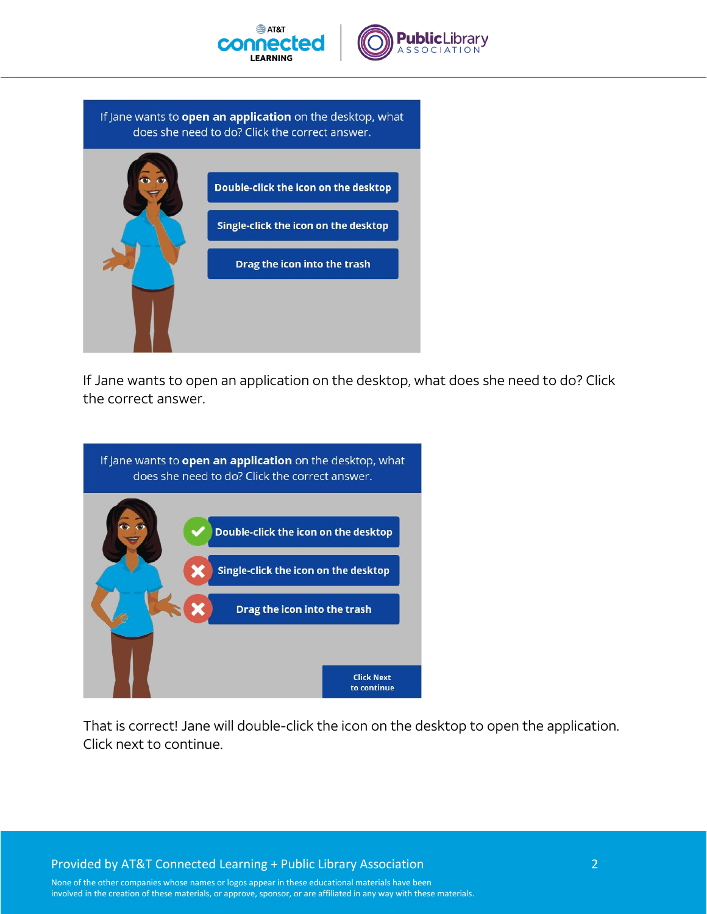If Jane wants to **open an application** on the desktop, what does she need to do? Click the correct answer.

Double-click the icon on the desktop

Single-click the icon on the desktop

Drag the icon into the trash

If Jane wants to open an application on the desktop, what does she need to do? Click the correct answer.

If Jane wants to **open an application** on the desktop, what does she need to do? Click the correct answer.

Double-click the icon on the desktop

Single-click the icon on the desktop

Drag the icon into the trash

Click Next to continue

That is correct! Jane will double-click the icon on the desktop to open the application. Click next to continue.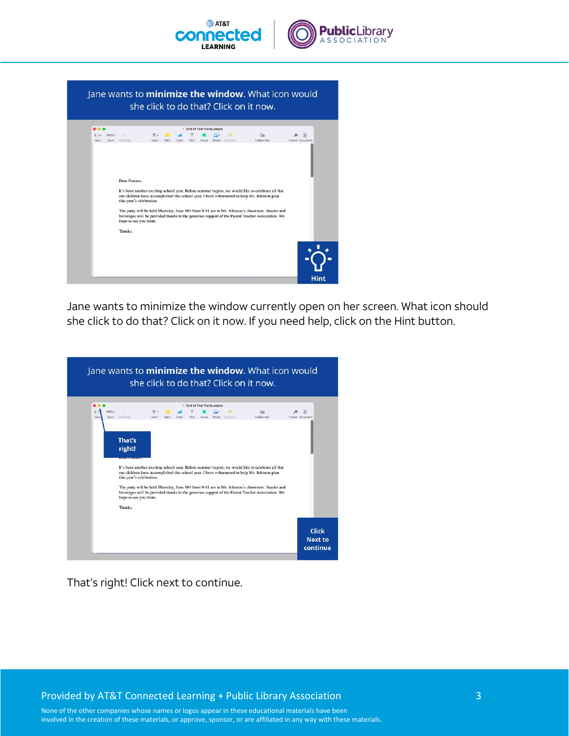Jane wants to minimize the window currently open on her screen. What icon should she click to do that? Click on it now. If you need help, click on the Hint button.

That's right! Click next to continue.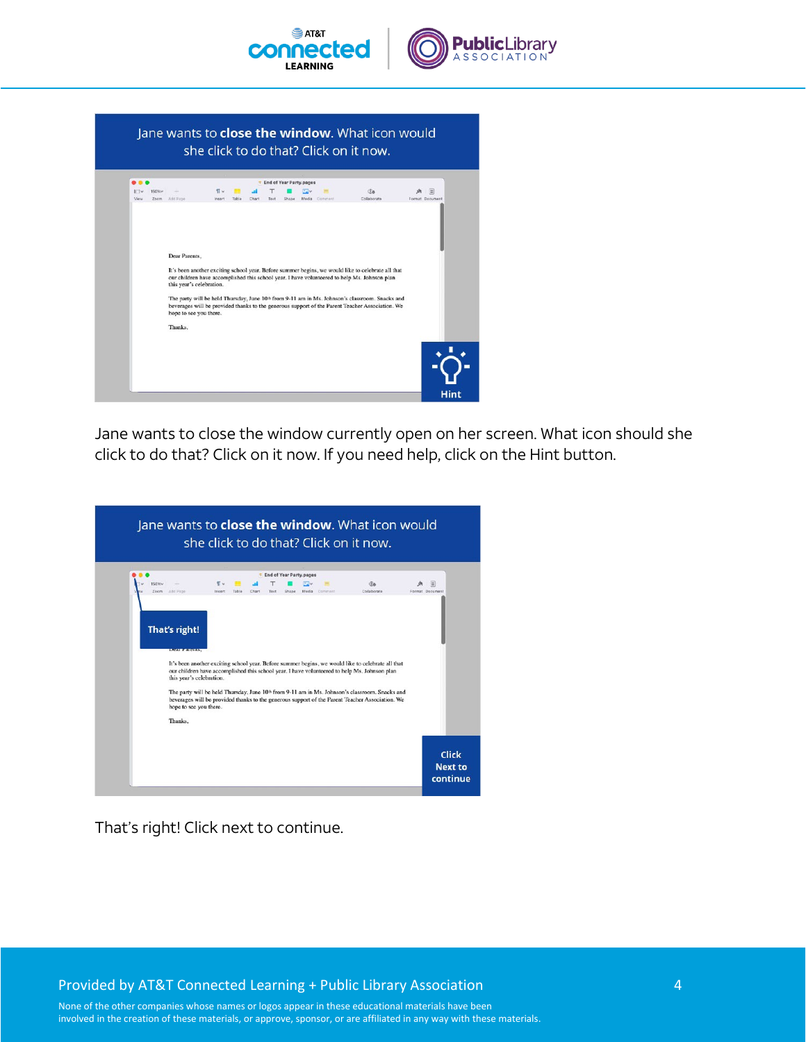Jane wants to close the window currently open on her screen. What icon should she click to do that? Click on it now. If you need help, click on the Hint button.

That's right! Click next to continue.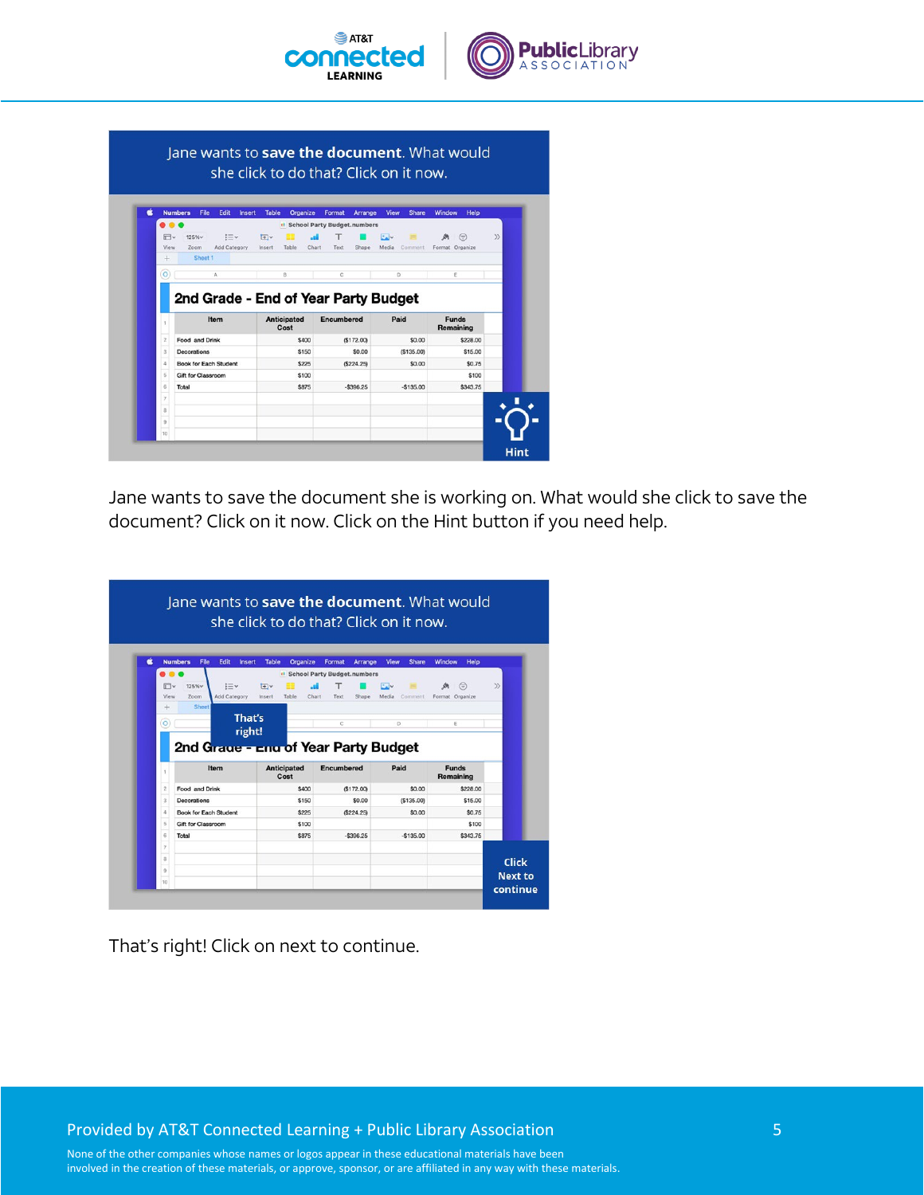Jane wants to **save the document**. What would she click to do that? Click on it now.

Jane wants to save the document she is working on. What would she click to save the document? Click on it now. Click on the Hint button if you need help.

Jane wants to **save the document**. What would she click to do that? Click on it now.

That's right! Click on next to continue.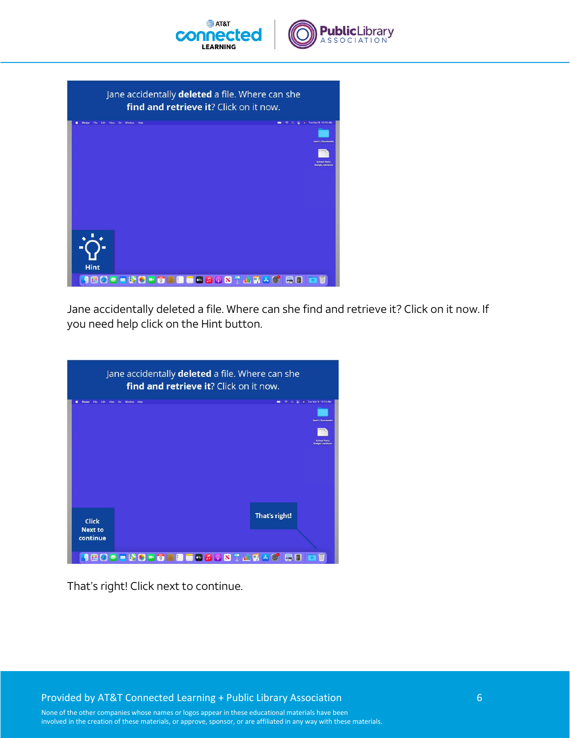Jane accidentally deleted a file. Where can she find and retrieve it? Click on it now. If you need help click on the Hint button.

That's right! Click next to continue.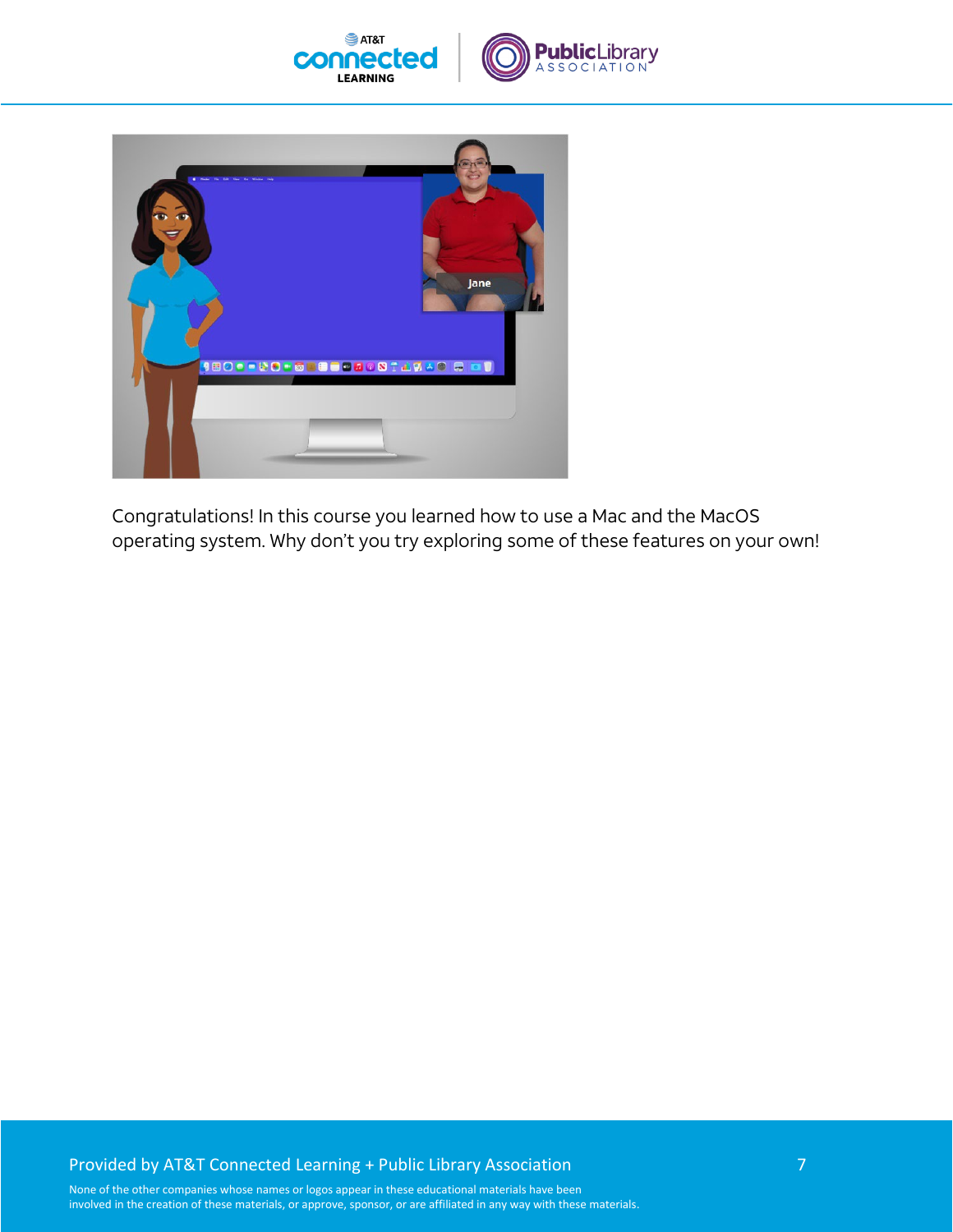Congratulations! In this course you learned how to use a Mac and the MacOS operating system. Why don't you try exploring some of these features on your own!